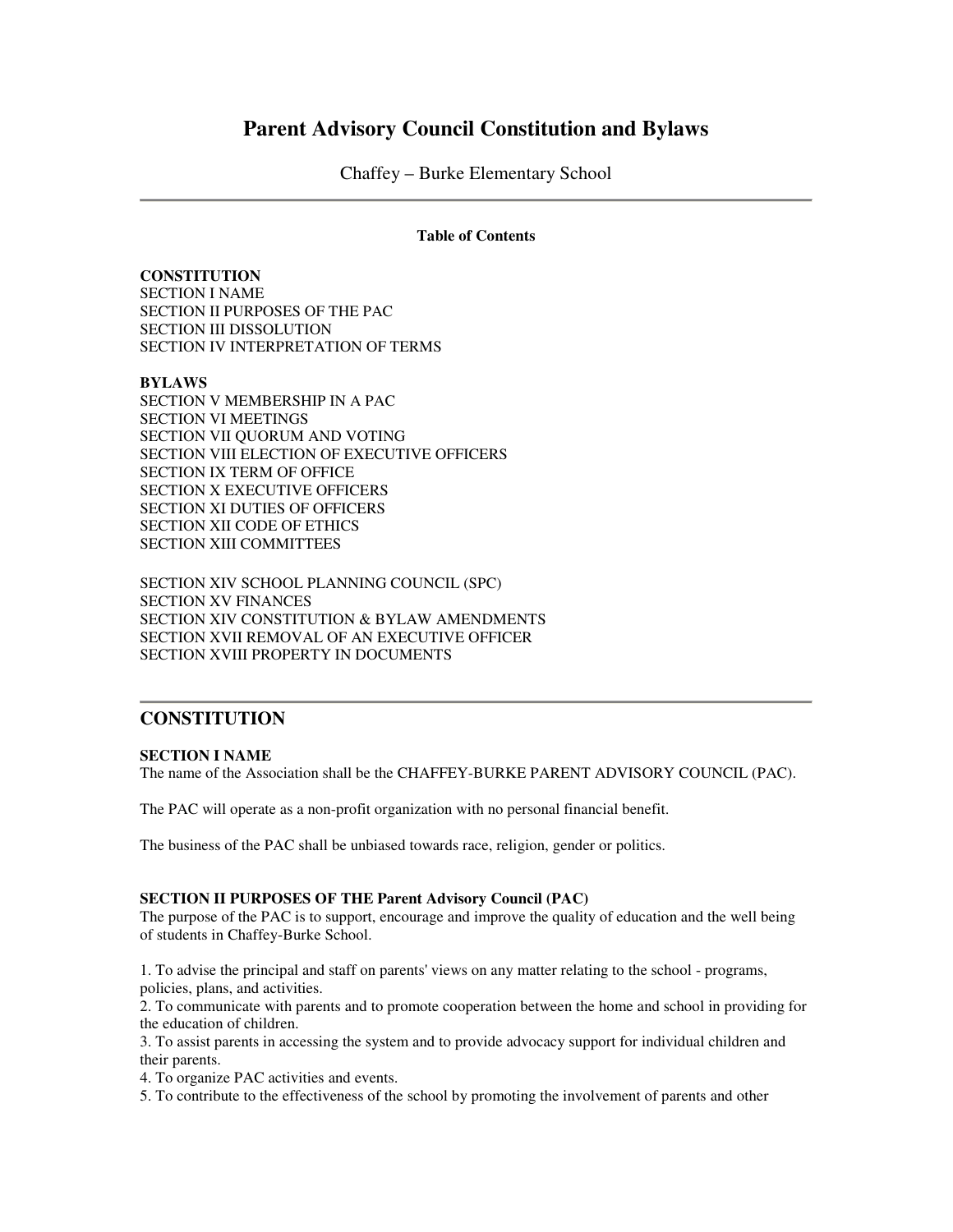# Parent Advisory Council Constitution and Bylaws

Chaffey – Burke Elementary School

---

**Table of Contents**

**CONSTITUTION**
SECTION I NAME
SECTION II PURPOSES OF THE PAC
SECTION III DISSOLUTION
SECTION IV INTERPRETATION OF TERMS

**BYLAWS**
SECTION V MEMBERSHIP IN A PAC
SECTION VI MEETINGS
SECTION VII QUORUM AND VOTING
SECTION VIII ELECTION OF EXECUTIVE OFFICERS
SECTION IX TERM OF OFFICE
SECTION X EXECUTIVE OFFICERS
SECTION XI DUTIES OF OFFICERS
SECTION XII CODE OF ETHICS
SECTION XIII COMMITTEES

SECTION XIV SCHOOL PLANNING COUNCIL (SPC)
SECTION XV FINANCES
SECTION XIV CONSTITUTION & BYLAW AMENDMENTS
SECTION XVII REMOVAL OF AN EXECUTIVE OFFICER
SECTION XVIII PROPERTY IN DOCUMENTS

---

## CONSTITUTION

**SECTION I NAME**
The name of the Association shall be the CHAFFEY-BURKE PARENT ADVISORY COUNCIL (PAC).

The PAC will operate as a non-profit organization with no personal financial benefit.

The business of the PAC shall be unbiased towards race, religion, gender or politics.

**SECTION II PURPOSES OF THE Parent Advisory Council (PAC)**
The purpose of the PAC is to support, encourage and improve the quality of education and the well being of students in Chaffey-Burke School.

1. To advise the principal and staff on parents' views on any matter relating to the school - programs, policies, plans, and activities.
2. To communicate with parents and to promote cooperation between the home and school in providing for the education of children.
3. To assist parents in accessing the system and to provide advocacy support for individual children and their parents.
4. To organize PAC activities and events.
5. To contribute to the effectiveness of the school by promoting the involvement of parents and other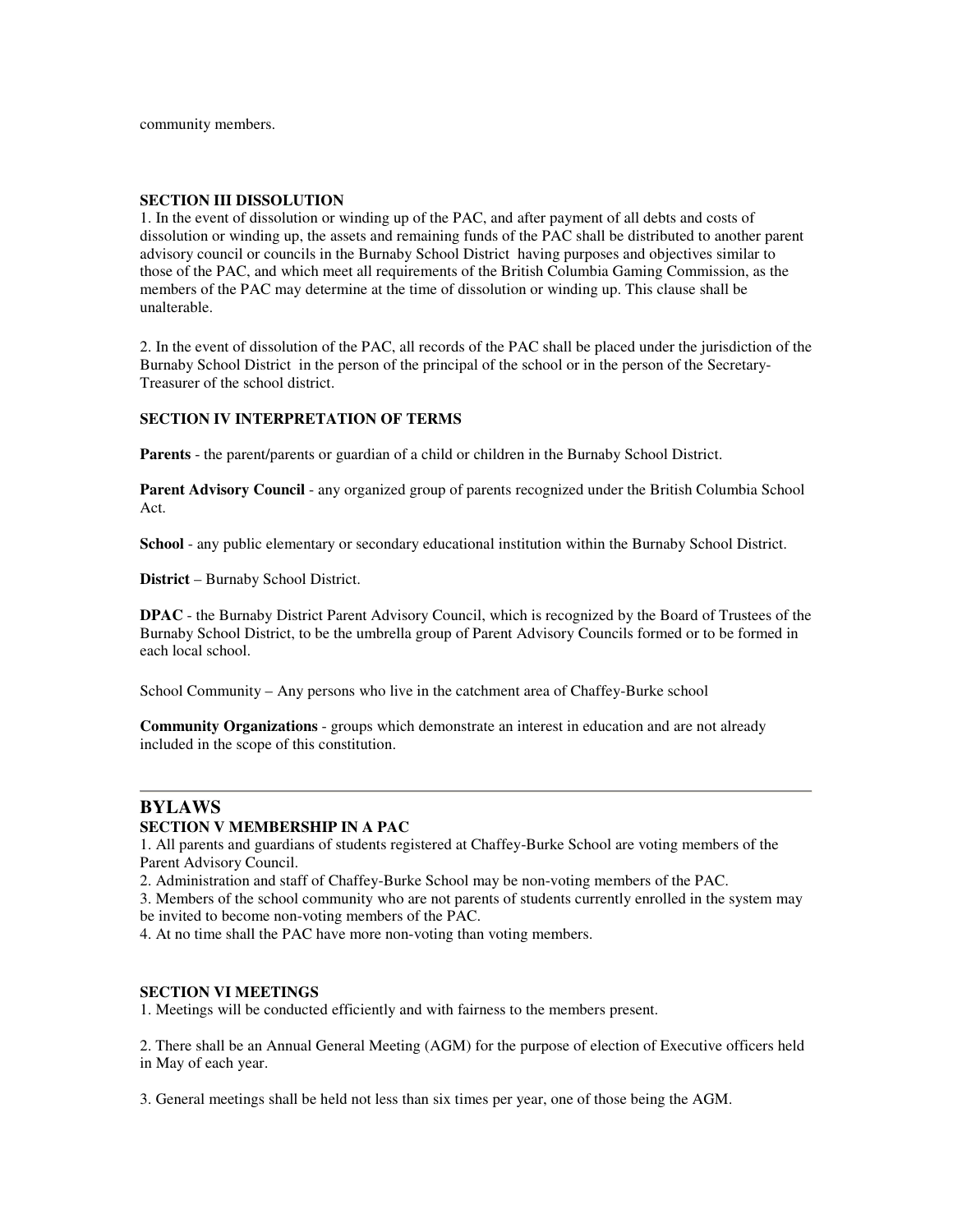community members.

**SECTION III DISSOLUTION**

1. In the event of dissolution or winding up of the PAC, and after payment of all debts and costs of dissolution or winding up, the assets and remaining funds of the PAC shall be distributed to another parent advisory council or councils in the Burnaby School District having purposes and objectives similar to those of the PAC, and which meet all requirements of the British Columbia Gaming Commission, as the members of the PAC may determine at the time of dissolution or winding up. This clause shall be unalterable.

2. In the event of dissolution of the PAC, all records of the PAC shall be placed under the jurisdiction of the Burnaby School District in the person of the principal of the school or in the person of the Secretary-Treasurer of the school district.

**SECTION IV INTERPRETATION OF TERMS**

**Parents** - the parent/parents or guardian of a child or children in the Burnaby School District.

**Parent Advisory Council** - any organized group of parents recognized under the British Columbia School Act.

**School** - any public elementary or secondary educational institution within the Burnaby School District.

**District** – Burnaby School District.

**DPAC** - the Burnaby District Parent Advisory Council, which is recognized by the Board of Trustees of the Burnaby School District, to be the umbrella group of Parent Advisory Councils formed or to be formed in each local school.

School Community – Any persons who live in the catchment area of Chaffey-Burke school

**Community Organizations** - groups which demonstrate an interest in education and are not already included in the scope of this constitution.

---

## BYLAWS

**SECTION V MEMBERSHIP IN A PAC**

1. All parents and guardians of students registered at Chaffey-Burke School are voting members of the Parent Advisory Council.
2. Administration and staff of Chaffey-Burke School may be non-voting members of the PAC.
3. Members of the school community who are not parents of students currently enrolled in the system may be invited to become non-voting members of the PAC.
4. At no time shall the PAC have more non-voting than voting members.

**SECTION VI MEETINGS**

1. Meetings will be conducted efficiently and with fairness to the members present.

2. There shall be an Annual General Meeting (AGM) for the purpose of election of Executive officers held in May of each year.

3. General meetings shall be held not less than six times per year, one of those being the AGM.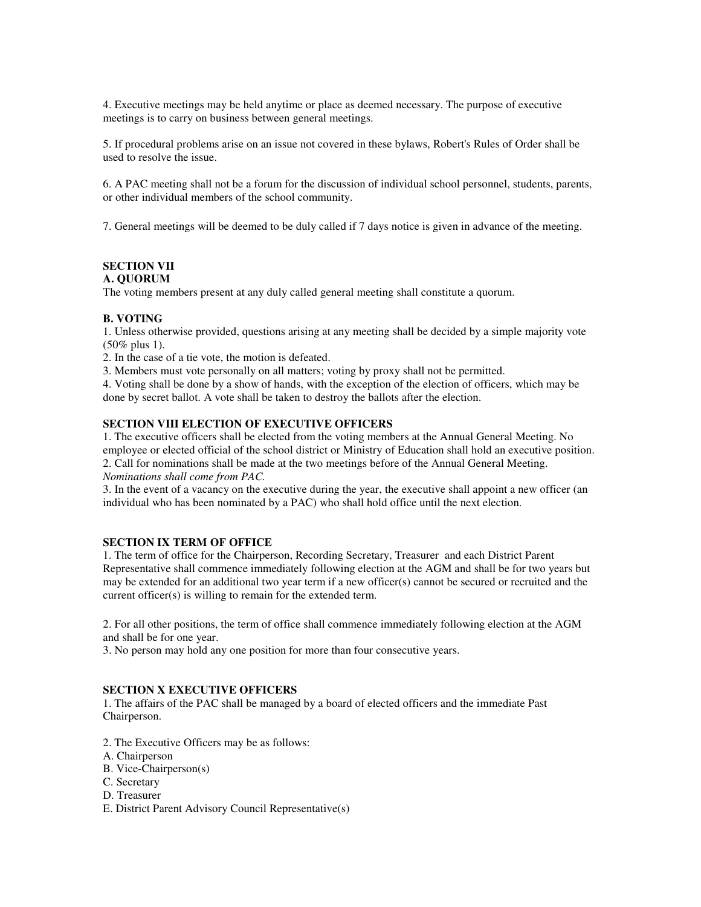4. Executive meetings may be held anytime or place as deemed necessary. The purpose of executive meetings is to carry on business between general meetings.

5. If procedural problems arise on an issue not covered in these bylaws, Robert's Rules of Order shall be used to resolve the issue.

6. A PAC meeting shall not be a forum for the discussion of individual school personnel, students, parents, or other individual members of the school community.

7. General meetings will be deemed to be duly called if 7 days notice is given in advance of the meeting.

## SECTION VII

### A. QUORUM

The voting members present at any duly called general meeting shall constitute a quorum.

### B. VOTING

1. Unless otherwise provided, questions arising at any meeting shall be decided by a simple majority vote (50% plus 1).
2. In the case of a tie vote, the motion is defeated.
3. Members must vote personally on all matters; voting by proxy shall not be permitted.
4. Voting shall be done by a show of hands, with the exception of the election of officers, which may be done by secret ballot. A vote shall be taken to destroy the ballots after the election.

## SECTION VIII ELECTION OF EXECUTIVE OFFICERS

1. The executive officers shall be elected from the voting members at the Annual General Meeting. No employee or elected official of the school district or Ministry of Education shall hold an executive position.
2. Call for nominations shall be made at the two meetings before of the Annual General Meeting. *Nominations shall come from PAC.*
3. In the event of a vacancy on the executive during the year, the executive shall appoint a new officer (an individual who has been nominated by a PAC) who shall hold office until the next election.

## SECTION IX TERM OF OFFICE

1. The term of office for the Chairperson, Recording Secretary, Treasurer and each District Parent Representative shall commence immediately following election at the AGM and shall be for two years but may be extended for an additional two year term if a new officer(s) cannot be secured or recruited and the current officer(s) is willing to remain for the extended term.

2. For all other positions, the term of office shall commence immediately following election at the AGM and shall be for one year.
3. No person may hold any one position for more than four consecutive years.

## SECTION X EXECUTIVE OFFICERS

1. The affairs of the PAC shall be managed by a board of elected officers and the immediate Past Chairperson.

2. The Executive Officers may be as follows:
A. Chairperson
B. Vice-Chairperson(s)
C. Secretary
D. Treasurer
E. District Parent Advisory Council Representative(s)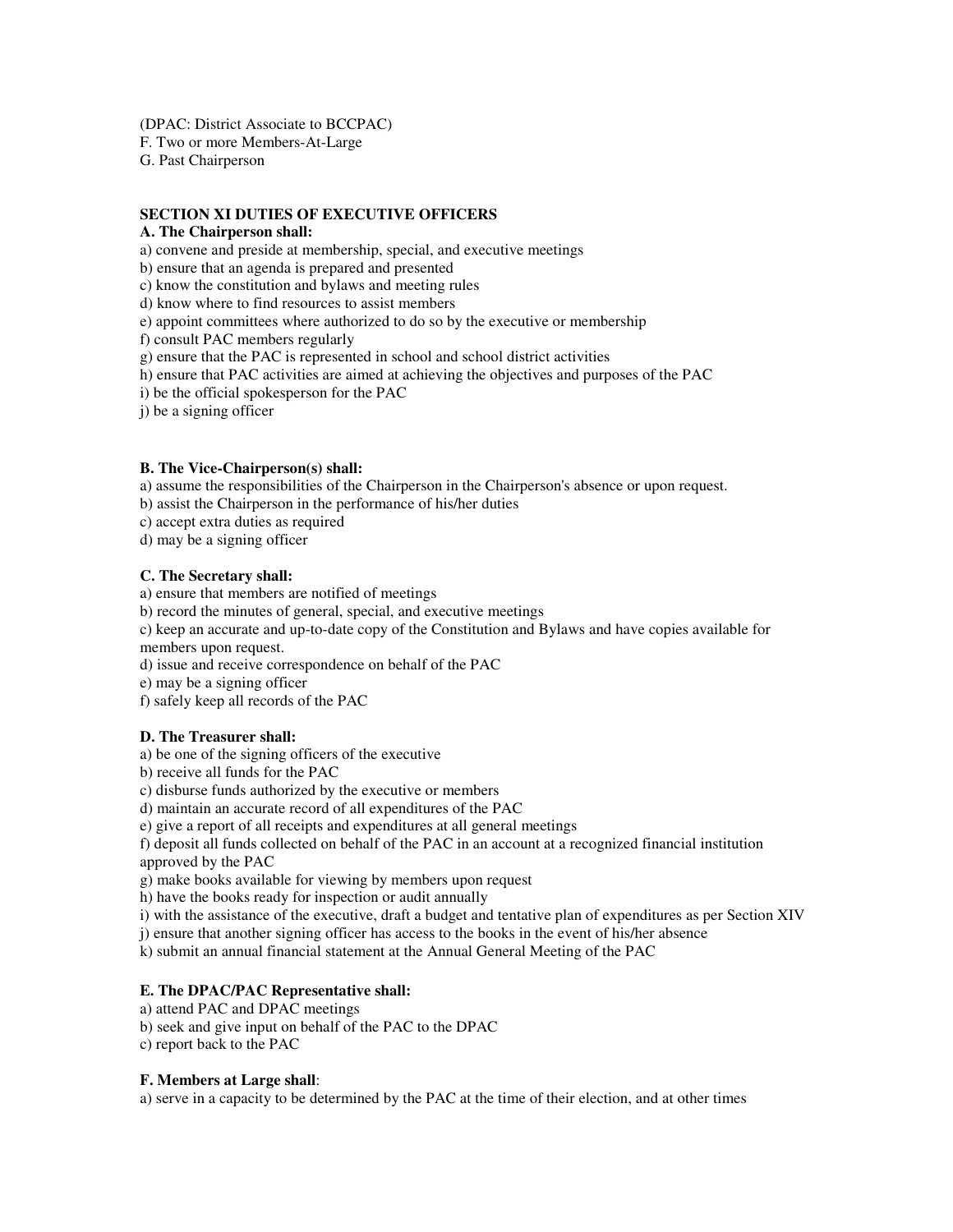(DPAC: District Associate to BCCPAC)
F. Two or more Members-At-Large
G. Past Chairperson

**SECTION XI DUTIES OF EXECUTIVE OFFICERS**

**A. The Chairperson shall:**

a) convene and preside at membership, special, and executive meetings
b) ensure that an agenda is prepared and presented
c) know the constitution and bylaws and meeting rules
d) know where to find resources to assist members
e) appoint committees where authorized to do so by the executive or membership
f) consult PAC members regularly
g) ensure that the PAC is represented in school and school district activities
h) ensure that PAC activities are aimed at achieving the objectives and purposes of the PAC
i) be the official spokesperson for the PAC
j) be a signing officer

**B. The Vice-Chairperson(s) shall:**

a) assume the responsibilities of the Chairperson in the Chairperson's absence or upon request.
b) assist the Chairperson in the performance of his/her duties
c) accept extra duties as required
d) may be a signing officer

**C. The Secretary shall:**

a) ensure that members are notified of meetings
b) record the minutes of general, special, and executive meetings
c) keep an accurate and up-to-date copy of the Constitution and Bylaws and have copies available for members upon request.
d) issue and receive correspondence on behalf of the PAC
e) may be a signing officer
f) safely keep all records of the PAC

**D. The Treasurer shall:**

a) be one of the signing officers of the executive
b) receive all funds for the PAC
c) disburse funds authorized by the executive or members
d) maintain an accurate record of all expenditures of the PAC
e) give a report of all receipts and expenditures at all general meetings
f) deposit all funds collected on behalf of the PAC in an account at a recognized financial institution approved by the PAC
g) make books available for viewing by members upon request
h) have the books ready for inspection or audit annually
i) with the assistance of the executive, draft a budget and tentative plan of expenditures as per Section XIV
j) ensure that another signing officer has access to the books in the event of his/her absence
k) submit an annual financial statement at the Annual General Meeting of the PAC

**E. The DPAC/PAC Representative shall:**

a) attend PAC and DPAC meetings
b) seek and give input on behalf of the PAC to the DPAC
c) report back to the PAC

**F. Members at Large shall**:

a) serve in a capacity to be determined by the PAC at the time of their election, and at other times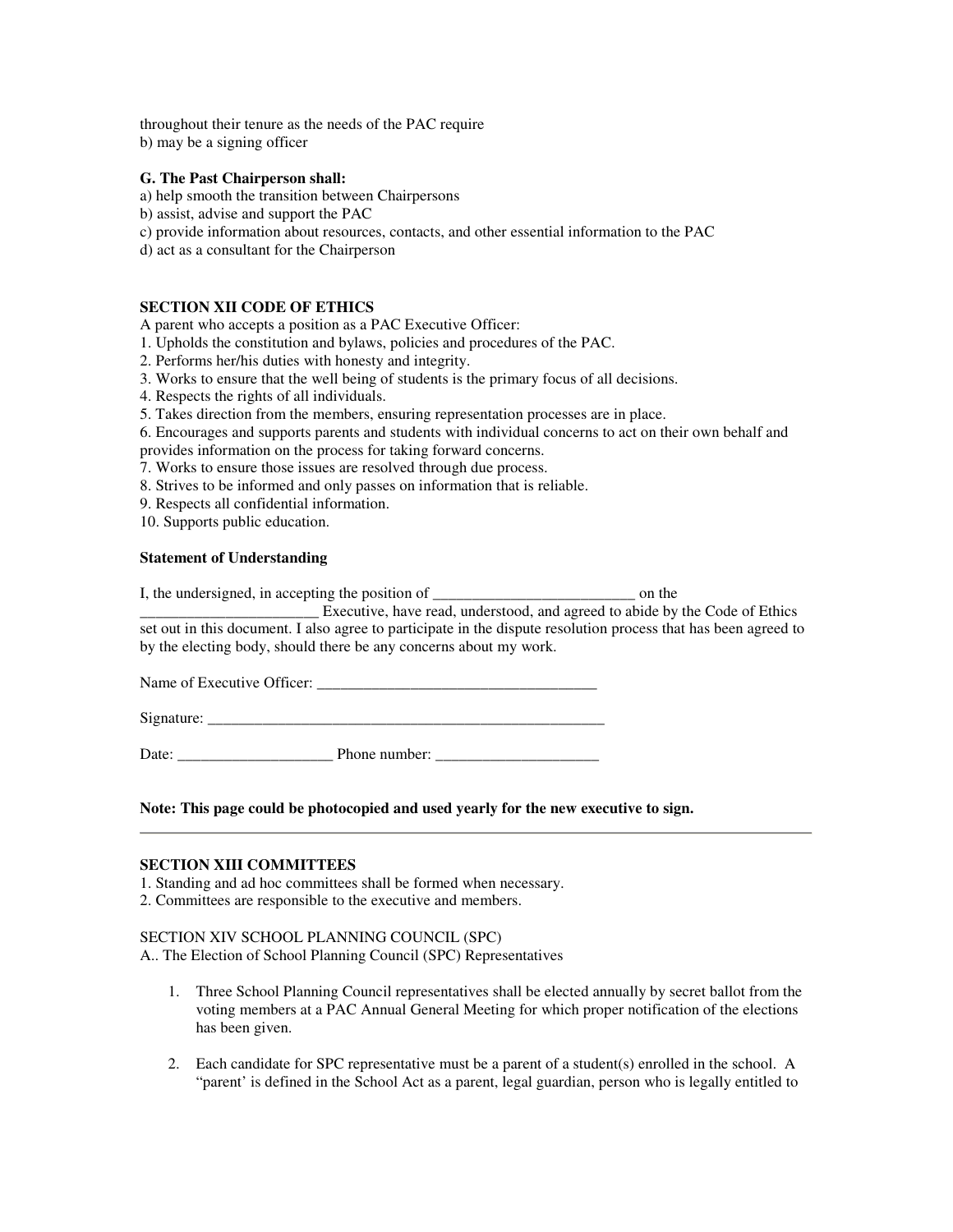throughout their tenure as the needs of the PAC require
b) may be a signing officer

**G. The Past Chairperson shall:**
a) help smooth the transition between Chairpersons
b) assist, advise and support the PAC
c) provide information about resources, contacts, and other essential information to the PAC
d) act as a consultant for the Chairperson

**SECTION XII CODE OF ETHICS**

A parent who accepts a position as a PAC Executive Officer:

1. Upholds the constitution and bylaws, policies and procedures of the PAC.
2. Performs her/his duties with honesty and integrity.
3. Works to ensure that the well being of students is the primary focus of all decisions.
4. Respects the rights of all individuals.
5. Takes direction from the members, ensuring representation processes are in place.
6. Encourages and supports parents and students with individual concerns to act on their own behalf and provides information on the process for taking forward concerns.
7. Works to ensure those issues are resolved through due process.
8. Strives to be informed and only passes on information that is reliable.
9. Respects all confidential information.
10. Supports public education.

**Statement of Understanding**

I, the undersigned, in accepting the position of ___________________________ on the _______________________ Executive, have read, understood, and agreed to abide by the Code of Ethics set out in this document. I also agree to participate in the dispute resolution process that has been agreed to by the electing body, should there be any concerns about my work.

Name of Executive Officer: _____________________________________

Signature: ______________________________________________________

Date: ____________________ Phone number: _____________________

**Note: This page could be photocopied and used yearly for the new executive to sign.**

---

**SECTION XIII COMMITTEES**

1. Standing and ad hoc committees shall be formed when necessary.
2. Committees are responsible to the executive and members.

SECTION XIV SCHOOL PLANNING COUNCIL (SPC)

A.. The Election of School Planning Council (SPC) Representatives

1. Three School Planning Council representatives shall be elected annually by secret ballot from the voting members at a PAC Annual General Meeting for which proper notification of the elections has been given.

2. Each candidate for SPC representative must be a parent of a student(s) enrolled in the school. A "parent' is defined in the School Act as a parent, legal guardian, person who is legally entitled to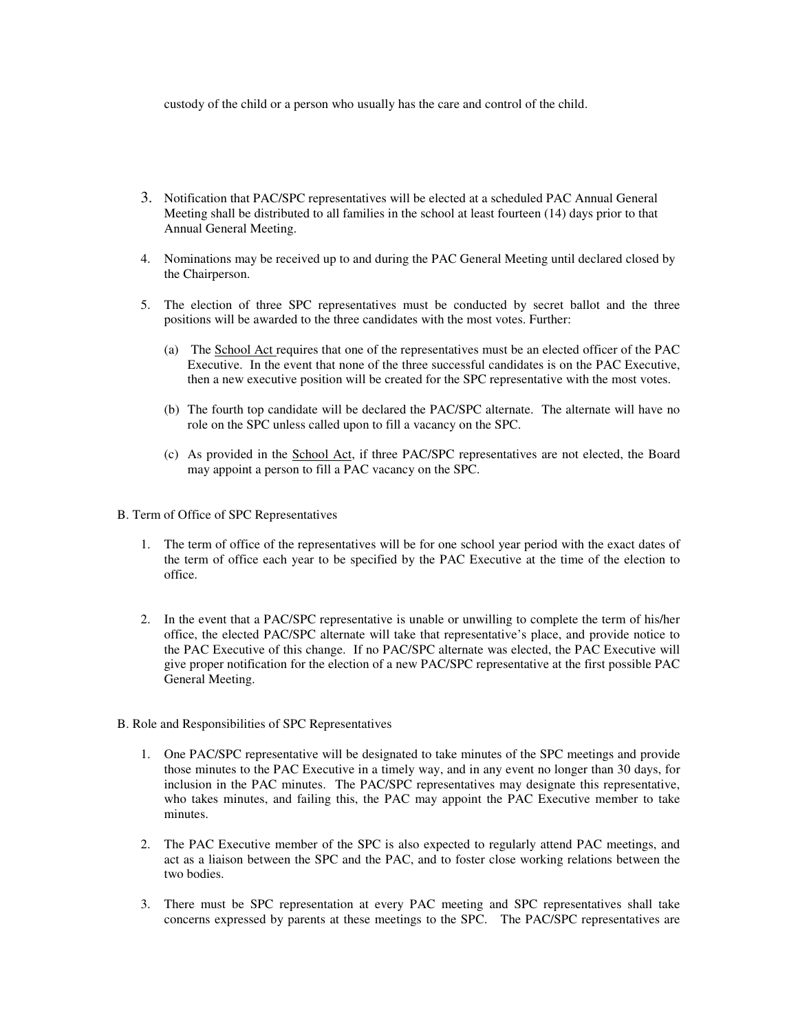custody of the child or a person who usually has the care and control of the child.

3. Notification that PAC/SPC representatives will be elected at a scheduled PAC Annual General Meeting shall be distributed to all families in the school at least fourteen (14) days prior to that Annual General Meeting.

4. Nominations may be received up to and during the PAC General Meeting until declared closed by the Chairperson.

5. The election of three SPC representatives must be conducted by secret ballot and the three positions will be awarded to the three candidates with the most votes. Further:

   (a) The School Act requires that one of the representatives must be an elected officer of the PAC Executive. In the event that none of the three successful candidates is on the PAC Executive, then a new executive position will be created for the SPC representative with the most votes.

   (b) The fourth top candidate will be declared the PAC/SPC alternate. The alternate will have no role on the SPC unless called upon to fill a vacancy on the SPC.

   (c) As provided in the School Act, if three PAC/SPC representatives are not elected, the Board may appoint a person to fill a PAC vacancy on the SPC.

B. Term of Office of SPC Representatives

1. The term of office of the representatives will be for one school year period with the exact dates of the term of office each year to be specified by the PAC Executive at the time of the election to office.

2. In the event that a PAC/SPC representative is unable or unwilling to complete the term of his/her office, the elected PAC/SPC alternate will take that representative's place, and provide notice to the PAC Executive of this change. If no PAC/SPC alternate was elected, the PAC Executive will give proper notification for the election of a new PAC/SPC representative at the first possible PAC General Meeting.

B. Role and Responsibilities of SPC Representatives

1. One PAC/SPC representative will be designated to take minutes of the SPC meetings and provide those minutes to the PAC Executive in a timely way, and in any event no longer than 30 days, for inclusion in the PAC minutes. The PAC/SPC representatives may designate this representative, who takes minutes, and failing this, the PAC may appoint the PAC Executive member to take minutes.

2. The PAC Executive member of the SPC is also expected to regularly attend PAC meetings, and act as a liaison between the SPC and the PAC, and to foster close working relations between the two bodies.

3. There must be SPC representation at every PAC meeting and SPC representatives shall take concerns expressed by parents at these meetings to the SPC. The PAC/SPC representatives are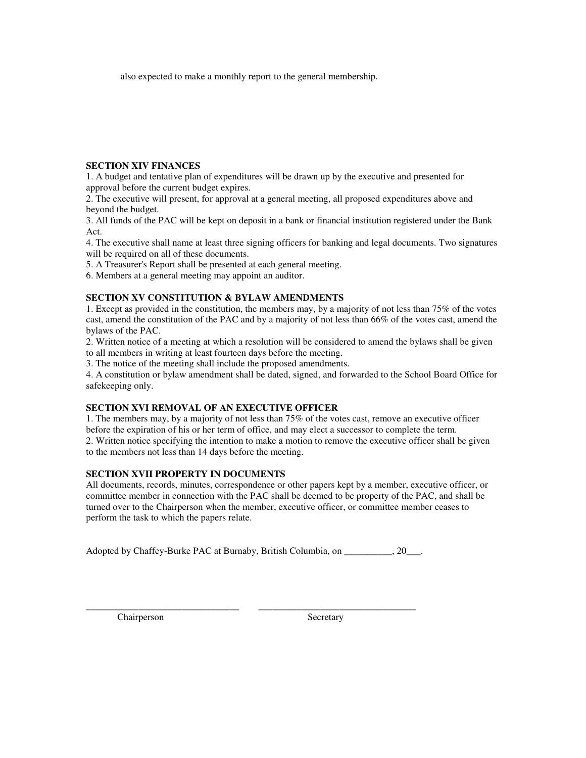also expected to make a monthly report to the general membership.

**SECTION XIV FINANCES**

1. A budget and tentative plan of expenditures will be drawn up by the executive and presented for approval before the current budget expires.
2. The executive will present, for approval at a general meeting, all proposed expenditures above and beyond the budget.
3. All funds of the PAC will be kept on deposit in a bank or financial institution registered under the Bank Act.
4. The executive shall name at least three signing officers for banking and legal documents. Two signatures will be required on all of these documents.
5. A Treasurer's Report shall be presented at each general meeting.
6. Members at a general meeting may appoint an auditor.

**SECTION XV CONSTITUTION & BYLAW AMENDMENTS**

1. Except as provided in the constitution, the members may, by a majority of not less than 75% of the votes cast, amend the constitution of the PAC and by a majority of not less than 66% of the votes cast, amend the bylaws of the PAC.
2. Written notice of a meeting at which a resolution will be considered to amend the bylaws shall be given to all members in writing at least fourteen days before the meeting.
3. The notice of the meeting shall include the proposed amendments.
4. A constitution or bylaw amendment shall be dated, signed, and forwarded to the School Board Office for safekeeping only.

**SECTION XVI REMOVAL OF AN EXECUTIVE OFFICER**

1. The members may, by a majority of not less than 75% of the votes cast, remove an executive officer before the expiration of his or her term of office, and may elect a successor to complete the term.
2. Written notice specifying the intention to make a motion to remove the executive officer shall be given to the members not less than 14 days before the meeting.

**SECTION XVII PROPERTY IN DOCUMENTS**

All documents, records, minutes, correspondence or other papers kept by a member, executive officer, or committee member in connection with the PAC shall be deemed to be property of the PAC, and shall be turned over to the Chairperson when the member, executive officer, or committee member ceases to perform the task to which the papers relate.

Adopted by Chaffey-Burke PAC at Burnaby, British Columbia, on __________, 20___.

________________________________ ________________________________

Chairperson Secretary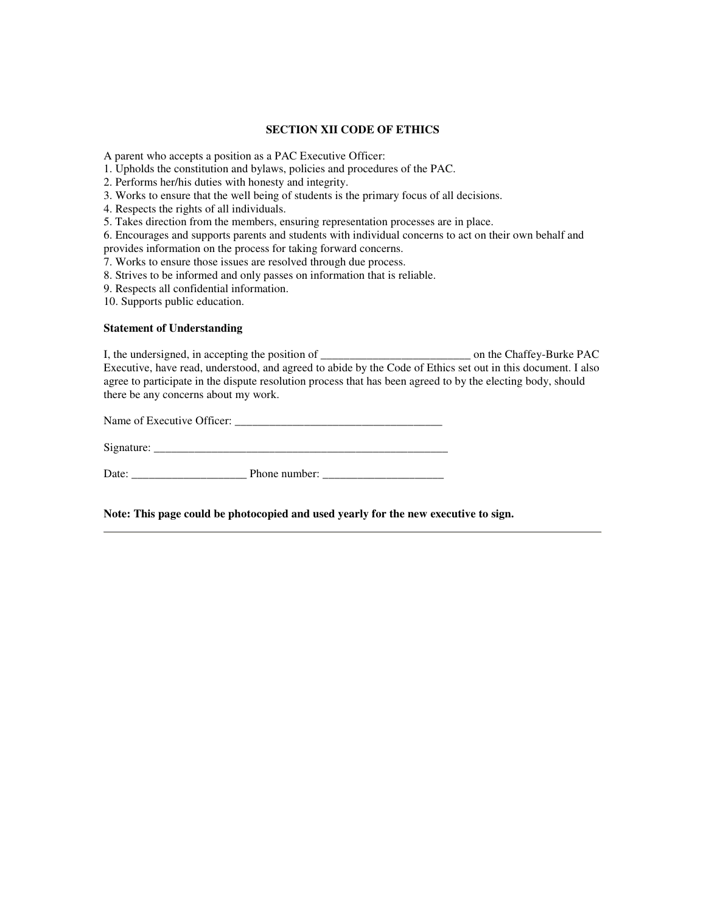## SECTION XII CODE OF ETHICS

A parent who accepts a position as a PAC Executive Officer:

1. Upholds the constitution and bylaws, policies and procedures of the PAC.
2. Performs her/his duties with honesty and integrity.
3. Works to ensure that the well being of students is the primary focus of all decisions.
4. Respects the rights of all individuals.
5. Takes direction from the members, ensuring representation processes are in place.
6. Encourages and supports parents and students with individual concerns to act on their own behalf and provides information on the process for taking forward concerns.
7. Works to ensure those issues are resolved through due process.
8. Strives to be informed and only passes on information that is reliable.
9. Respects all confidential information.
10. Supports public education.

**Statement of Understanding**

I, the undersigned, in accepting the position of __________________________ on the Chaffey-Burke PAC Executive, have read, understood, and agreed to abide by the Code of Ethics set out in this document. I also agree to participate in the dispute resolution process that has been agreed to by the electing body, should there be any concerns about my work.

Name of Executive Officer: ____________________________________

Signature: ______________________________________________________

Date: ____________________ Phone number: _____________________

**Note: This page could be photocopied and used yearly for the new executive to sign.**

---